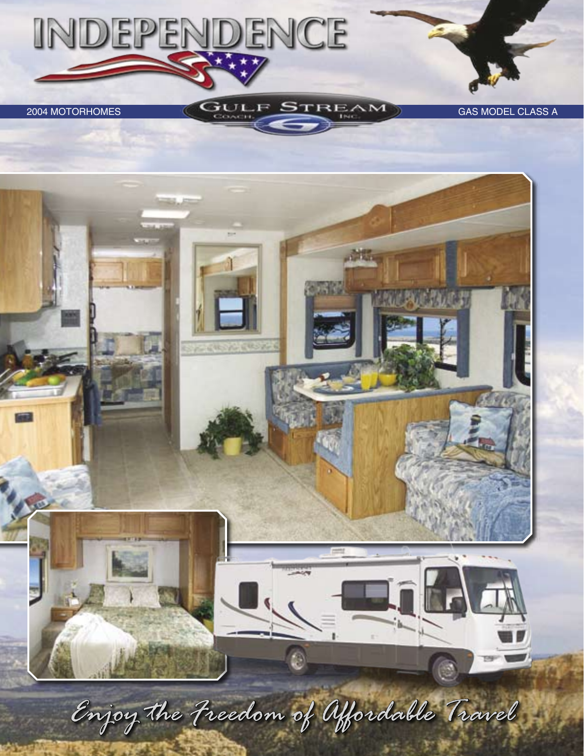# INDEPENDENCE

2004 MOTORHOMES

GULF STREAM COACH, INC.

GAS MODEL CLASS A

*Enjoy the Freedom of Affordable Travel*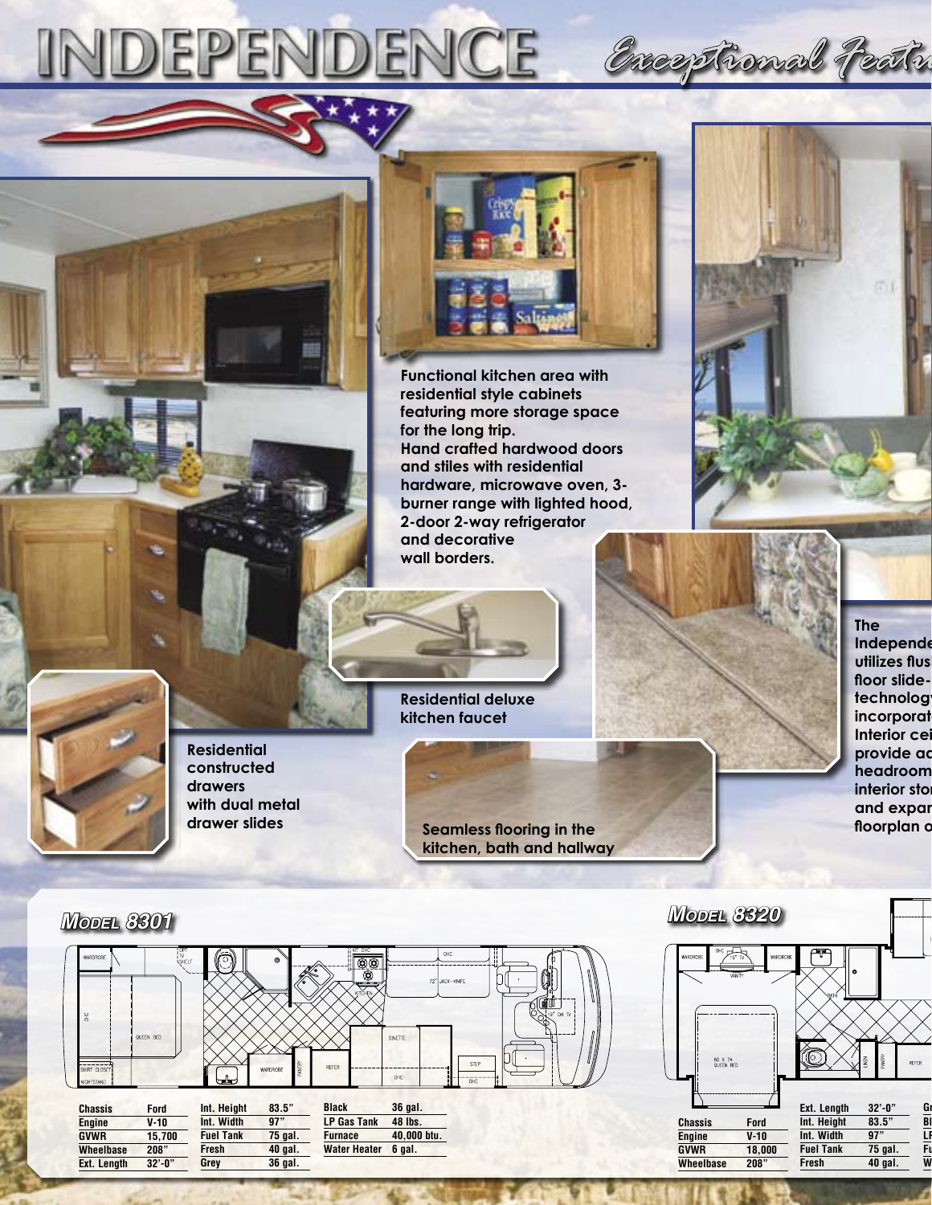# INDEPENDENCE

*Exceptional Featu*

**Functional kitchen area with residential style cabinets featuring more storage space for the long trip. Hand crafted hardwood doors and stiles with residential hardware, microwave oven, 3-burner range with lighted hood, 2-door 2-way refrigerator and decorative wall borders.**

**Residential deluxe kitchen faucet**

**Residential constructed drawers with dual metal drawer slides**

**Seamless flooring in the kitchen, bath and hallway**

**The Independe utilizes flus floor slide- technolog incorporat Interior cei provide ac headroom interior stor and expar floorplan o**

## Model 8301

| Chassis | Ford | Int. Height | 83.5" | Black | 36 gal. |
|---|---|---|---|---|---|
| Engine | V-10 | Int. Width | 97" | LP Gas Tank | 48 lbs. |
| GVWR | 15,700 | Fuel Tank | 75 gal. | Furnace | 40,000 btu. |
| Wheelbase | 208" | Fresh | 40 gal. | Water Heater | 6 gal. |
| Ext. Length | 32'-0" | Grey | 36 gal. | | |

## Model 8320

| Chassis | Ford | Ext. Length | 32'-0" |
|---|---|---|---|
| Engine | V-10 | Int. Height | 83.5" |
| GVWR | 18,000 | Int. Width | 97" |
| Wheelbase | 208" | Fuel Tank | 75 gal. |
| | | Fresh | 40 gal. |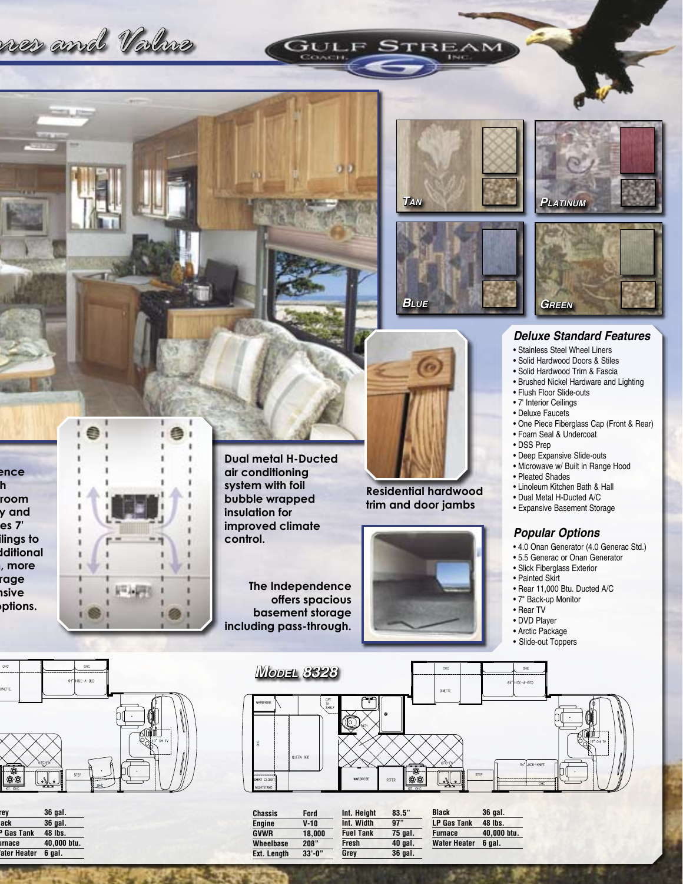*...es and Value*

GULF STREAM COACH, INC.

TAN

PLATINUM

BLUE

GREEN

### *Deluxe Standard Features*

- Stainless Steel Wheel Liners
- Solid Hardwood Doors & Stiles
- Solid Hardwood Trim & Fascia
- Brushed Nickel Hardware and Lighting
- Flush Floor Slide-outs
- 7' Interior Ceilings
- Deluxe Faucets
- One Piece Fiberglass Cap (Front & Rear)
- Foam Seal & Undercoat
- DSS Prep
- Deep Expansive Slide-outs
- Microwave w/ Built in Range Hood
- Pleated Shades
- Linoleum Kitchen Bath & Hall
- Dual Metal H-Ducted A/C
- Expansive Basement Storage

### *Popular Options*

- 4.0 Onan Generator (4.0 Generac Std.)
- 5.5 Generac or Onan Generator
- Slick Fiberglass Exterior
- Painted Skirt
- Rear 11,000 Btu. Ducted A/C
- 7" Back-up Monitor
- Rear TV
- DVD Player
- Arctic Package
- Slide-out Toppers

...ence ...h ...room ...y and ...es 7' ...ilings to ...dditional ..., more ...rage ...nsive ...ptions.

**Dual metal H-Ducted air conditioning system with foil bubble wrapped insulation for improved climate control.**

**Residential hardwood trim and door jambs**

**The Independence offers spacious basement storage including pass-through.**

| | |
|---|---|
| ...rey | 36 gal. |
| ...ack | 36 gal. |
| ...P Gas Tank | 48 lbs. |
| ...urnace | 40,000 btu. |
| ...ater Heater | 6 gal. |

## *Model 8328*

| | | | | | |
|---|---|---|---|---|---|
| Chassis | Ford | Int. Height | 83.5" | Black | 36 gal. |
| Engine | V-10 | Int. Width | 97" | LP Gas Tank | 48 lbs. |
| GVWR | 18,000 | Fuel Tank | 75 gal. | Furnace | 40,000 btu. |
| Wheelbase | 208" | Fresh | 40 gal. | Water Heater | 6 gal. |
| Ext. Length | 33'-0" | Grey | 36 gal. | | |